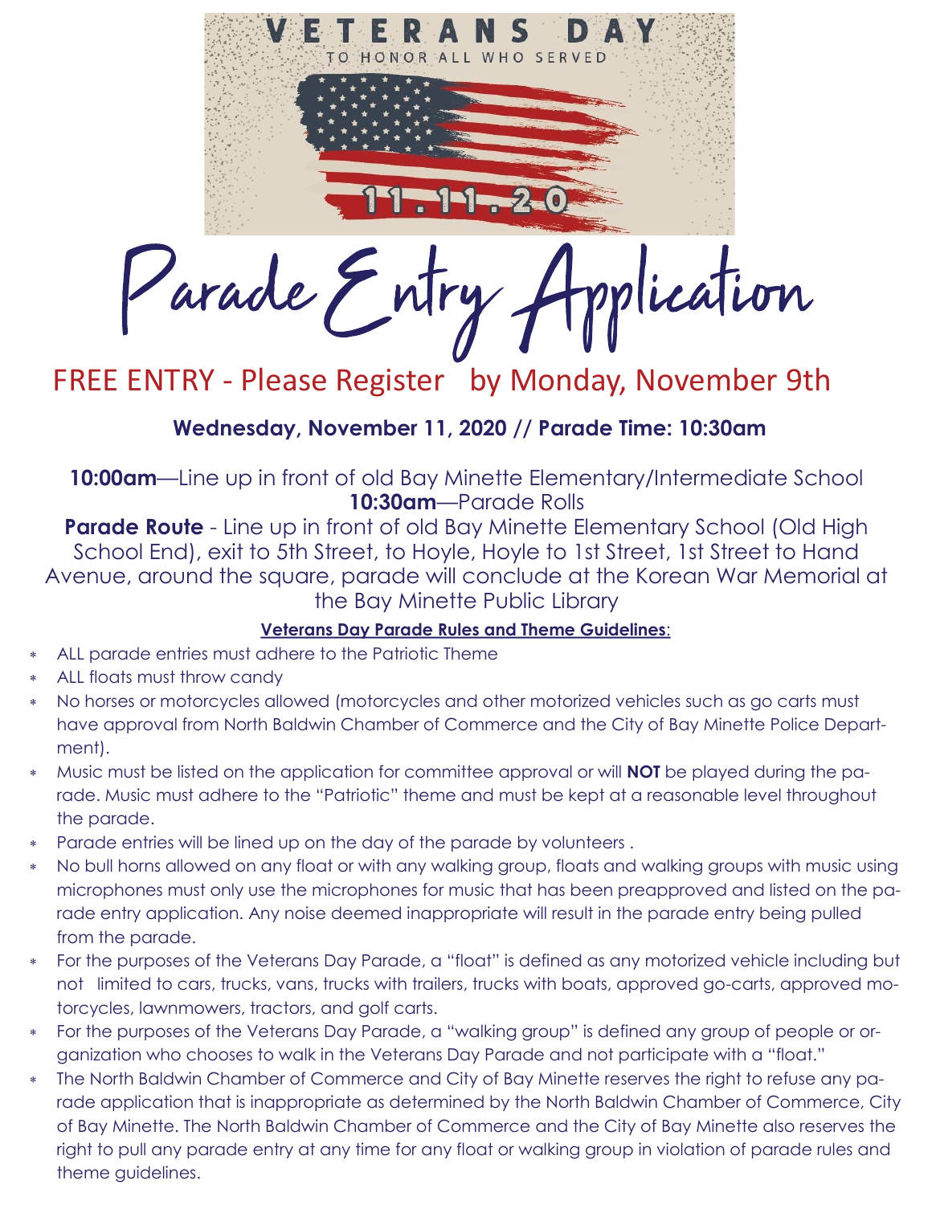# VETERANS DAY

TO HONOR ALL WHO SERVED

11.11.20

# Parade Entry Application

## FREE ENTRY - Please Register by Monday, November 9th

**Wednesday, November 11, 2020 // Parade Time: 10:30am**

**10:00am**—Line up in front of old Bay Minette Elementary/Intermediate School
**10:30am**—Parade Rolls

**Parade Route** - Line up in front of old Bay Minette Elementary School (Old High School End), exit to 5th Street, to Hoyle, Hoyle to 1st Street, 1st Street to Hand Avenue, around the square, parade will conclude at the Korean War Memorial at the Bay Minette Public Library

**Veterans Day Parade Rules and Theme Guidelines**:

- ALL parade entries must adhere to the Patriotic Theme
- ALL floats must throw candy
- No horses or motorcycles allowed (motorcycles and other motorized vehicles such as go carts must have approval from North Baldwin Chamber of Commerce and the City of Bay Minette Police Department).
- Music must be listed on the application for committee approval or will **NOT** be played during the parade. Music must adhere to the "Patriotic" theme and must be kept at a reasonable level throughout the parade.
- Parade entries will be lined up on the day of the parade by volunteers .
- No bull horns allowed on any float or with any walking group, floats and walking groups with music using microphones must only use the microphones for music that has been preapproved and listed on the parade entry application. Any noise deemed inappropriate will result in the parade entry being pulled from the parade.
- For the purposes of the Veterans Day Parade, a "float" is defined as any motorized vehicle including but not limited to cars, trucks, vans, trucks with trailers, trucks with boats, approved go-carts, approved motorcycles, lawnmowers, tractors, and golf carts.
- For the purposes of the Veterans Day Parade, a "walking group" is defined any group of people or organization who chooses to walk in the Veterans Day Parade and not participate with a "float."
- The North Baldwin Chamber of Commerce and City of Bay Minette reserves the right to refuse any parade application that is inappropriate as determined by the North Baldwin Chamber of Commerce, City of Bay Minette. The North Baldwin Chamber of Commerce and the City of Bay Minette also reserves the right to pull any parade entry at any time for any float or walking group in violation of parade rules and theme guidelines.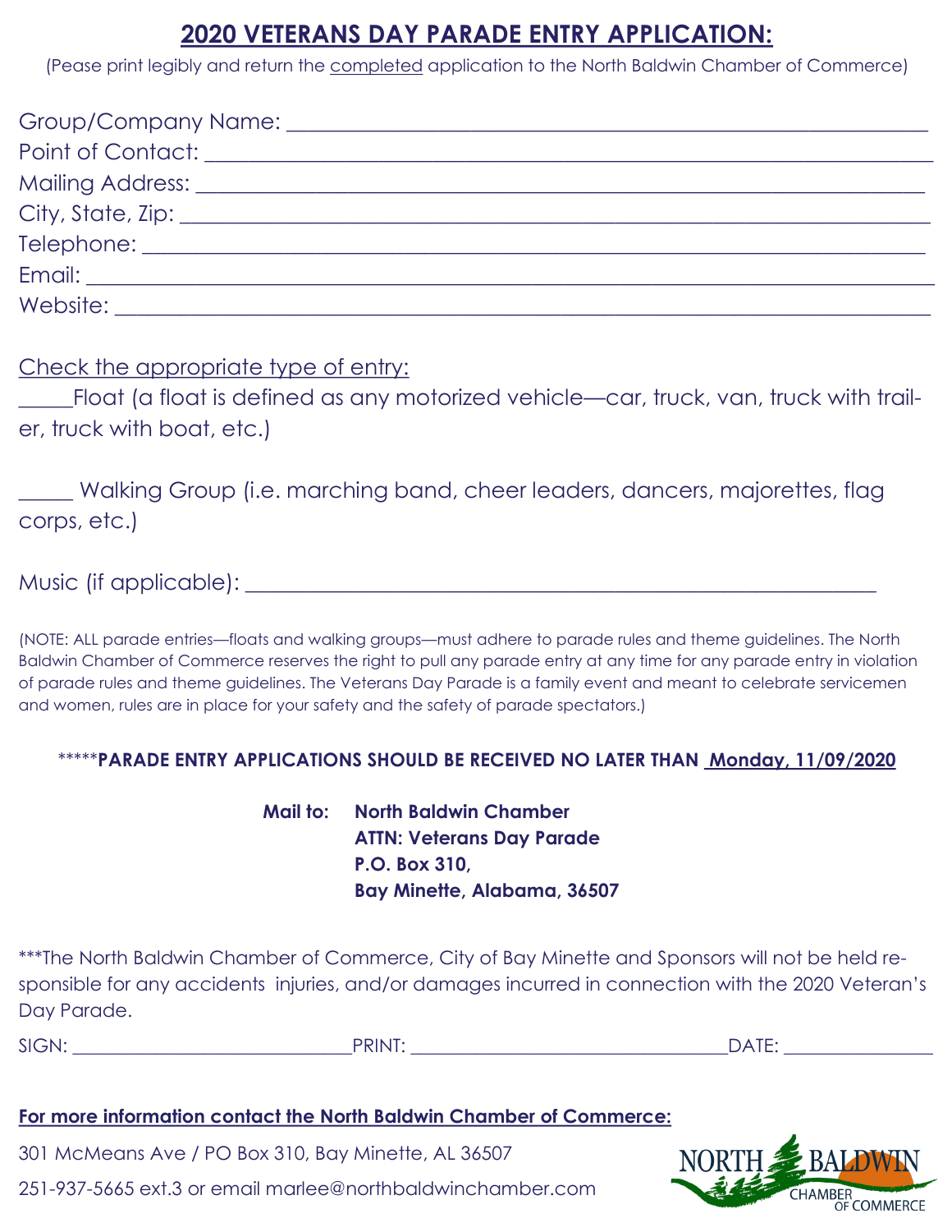## 2020 VETERANS DAY PARADE ENTRY APPLICATION:

(Pease print legibly and return the completed application to the North Baldwin Chamber of Commerce)

Group/Company Name: ____________________________________________

Point of Contact: ____________________________________________

Mailing Address: ____________________________________________

City, State, Zip: ____________________________________________

Telephone: ____________________________________________

Email: ____________________________________________

Website: ____________________________________________

Check the appropriate type of entry:

_____Float (a float is defined as any motorized vehicle—car, truck, van, truck with trailer, truck with boat, etc.)

_____ Walking Group (i.e. marching band, cheer leaders, dancers, majorettes, flag corps, etc.)

Music (if applicable): ____________________________________________

(NOTE: ALL parade entries—floats and walking groups—must adhere to parade rules and theme guidelines. The North Baldwin Chamber of Commerce reserves the right to pull any parade entry at any time for any parade entry in violation of parade rules and theme guidelines. The Veterans Day Parade is a family event and meant to celebrate servicemen and women, rules are in place for your safety and the safety of parade spectators.)

*****PARADE ENTRY APPLICATIONS SHOULD BE RECEIVED NO LATER THAN Monday, 11/09/2020**

**Mail to:** **North Baldwin Chamber**
**ATTN: Veterans Day Parade**
**P.O. Box 310,**
**Bay Minette, Alabama, 36507**

***The North Baldwin Chamber of Commerce, City of Bay Minette and Sponsors will not be held responsible for any accidents injuries, and/or damages incurred in connection with the 2020 Veteran's Day Parade.

SIGN: ____________________ PRINT: ____________________ DATE: ____________

**For more information contact the North Baldwin Chamber of Commerce:**

301 McMeans Ave / PO Box 310, Bay Minette, AL 36507

251-937-5665 ext.3 or email marlee@northbaldwinchamber.com

NORTH BALDWIN CHAMBER OF COMMERCE